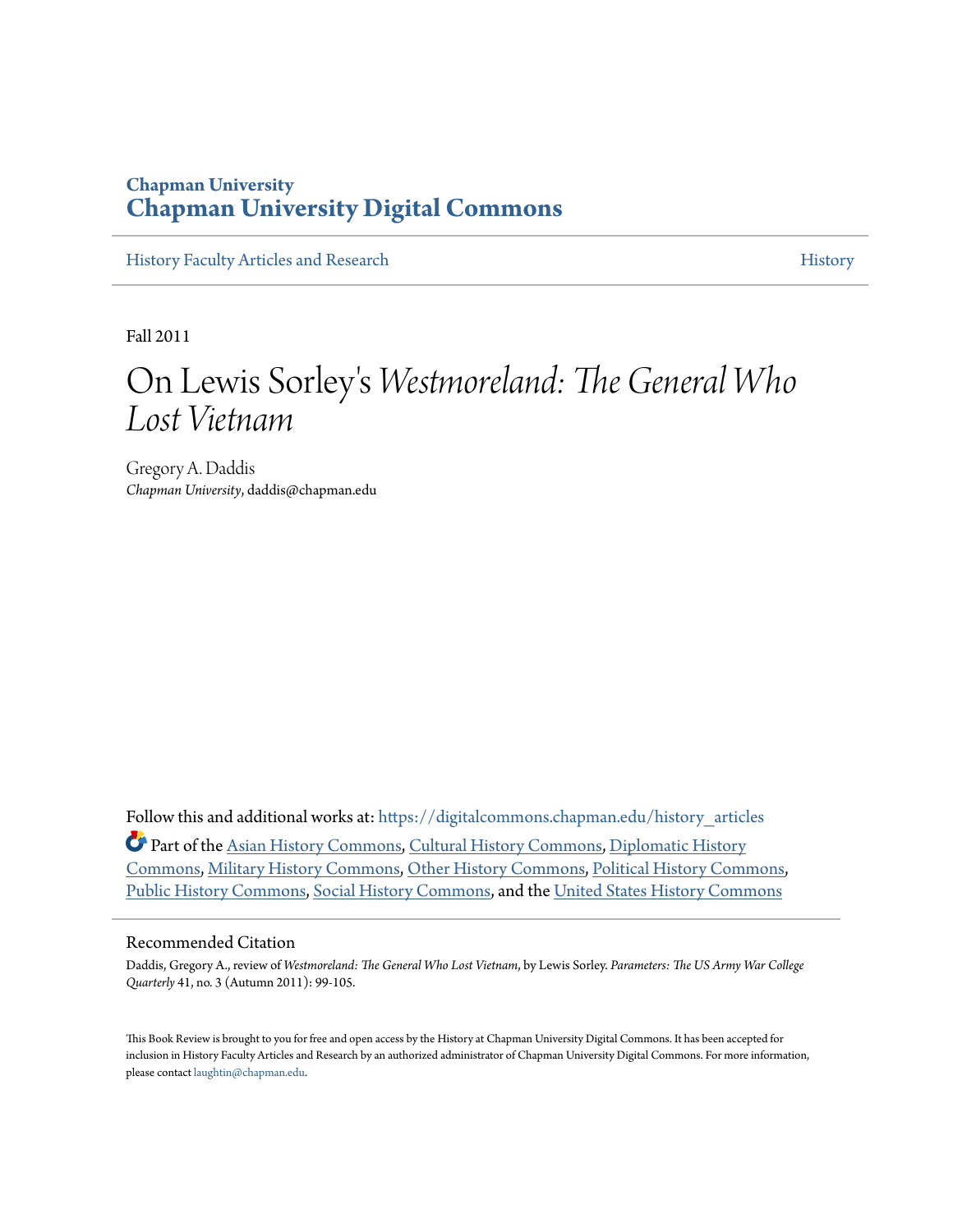Chapman University
# Chapman University Digital Commons

History Faculty Articles and Research | History

Fall 2011

# On Lewis Sorley's *Westmoreland: The General Who Lost Vietnam*

Gregory A. Daddis
*Chapman University*, daddis@chapman.edu

Follow this and additional works at: https://digitalcommons.chapman.edu/history_articles

Part of the Asian History Commons, Cultural History Commons, Diplomatic History Commons, Military History Commons, Other History Commons, Political History Commons, Public History Commons, Social History Commons, and the United States History Commons

## Recommended Citation

Daddis, Gregory A., review of *Westmoreland: The General Who Lost Vietnam*, by Lewis Sorley. *Parameters: The US Army War College Quarterly* 41, no. 3 (Autumn 2011): 99-105.

This Book Review is brought to you for free and open access by the History at Chapman University Digital Commons. It has been accepted for inclusion in History Faculty Articles and Research by an authorized administrator of Chapman University Digital Commons. For more information, please contact laughtin@chapman.edu.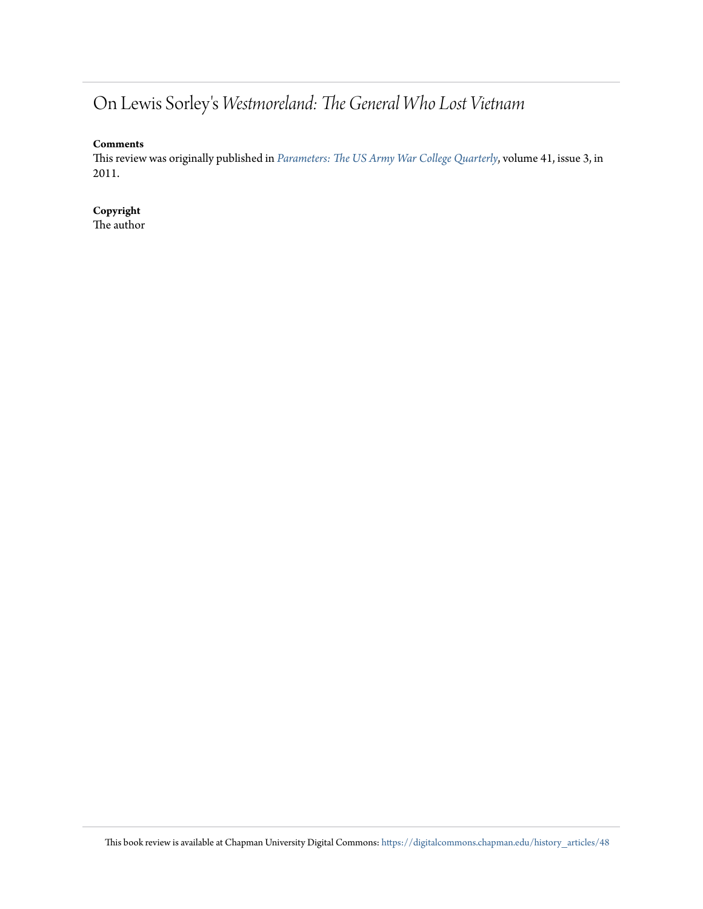# On Lewis Sorley's *Westmoreland: The General Who Lost Vietnam*

**Comments**

This review was originally published in *Parameters: The US Army War College Quarterly*, volume 41, issue 3, in 2011.

**Copyright**

The author

This book review is available at Chapman University Digital Commons: https://digitalcommons.chapman.edu/history_articles/48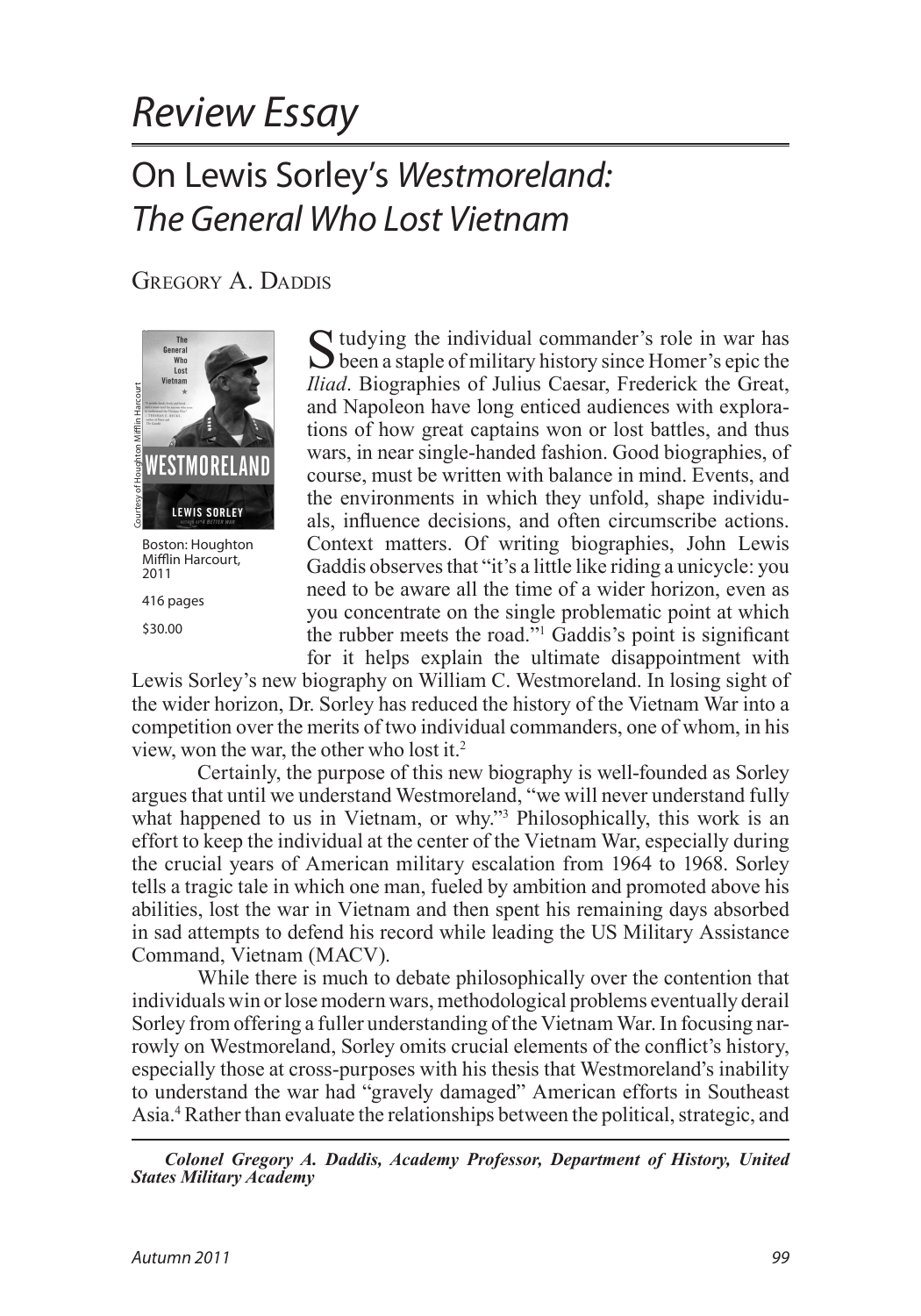# *Review Essay*

## On Lewis Sorley's *Westmoreland: The General Who Lost Vietnam*

Gregory A. Daddis

Boston: Houghton Mifflin Harcourt, 2011

416 pages

$30.00

Studying the individual commander's role in war has been a staple of military history since Homer's epic the *Iliad*. Biographies of Julius Caesar, Frederick the Great, and Napoleon have long enticed audiences with explorations of how great captains won or lost battles, and thus wars, in near single-handed fashion. Good biographies, of course, must be written with balance in mind. Events, and the environments in which they unfold, shape individuals, influence decisions, and often circumscribe actions. Context matters. Of writing biographies, John Lewis Gaddis observes that "it's a little like riding a unicycle: you need to be aware all the time of a wider horizon, even as you concentrate on the single problematic point at which the rubber meets the road."[1] Gaddis's point is significant for it helps explain the ultimate disappointment with Lewis Sorley's new biography on William C. Westmoreland. In losing sight of the wider horizon, Dr. Sorley has reduced the history of the Vietnam War into a competition over the merits of two individual commanders, one of whom, in his view, won the war, the other who lost it.[2]

Certainly, the purpose of this new biography is well-founded as Sorley argues that until we understand Westmoreland, "we will never understand fully what happened to us in Vietnam, or why."[3] Philosophically, this work is an effort to keep the individual at the center of the Vietnam War, especially during the crucial years of American military escalation from 1964 to 1968. Sorley tells a tragic tale in which one man, fueled by ambition and promoted above his abilities, lost the war in Vietnam and then spent his remaining days absorbed in sad attempts to defend his record while leading the US Military Assistance Command, Vietnam (MACV).

While there is much to debate philosophically over the contention that individuals win or lose modern wars, methodological problems eventually derail Sorley from offering a fuller understanding of the Vietnam War. In focusing narrowly on Westmoreland, Sorley omits crucial elements of the conflict's history, especially those at cross-purposes with his thesis that Westmoreland's inability to understand the war had "gravely damaged" American efforts in Southeast Asia.[4] Rather than evaluate the relationships between the political, strategic, and

***Colonel Gregory A. Daddis, Academy Professor, Department of History, United States Military Academy***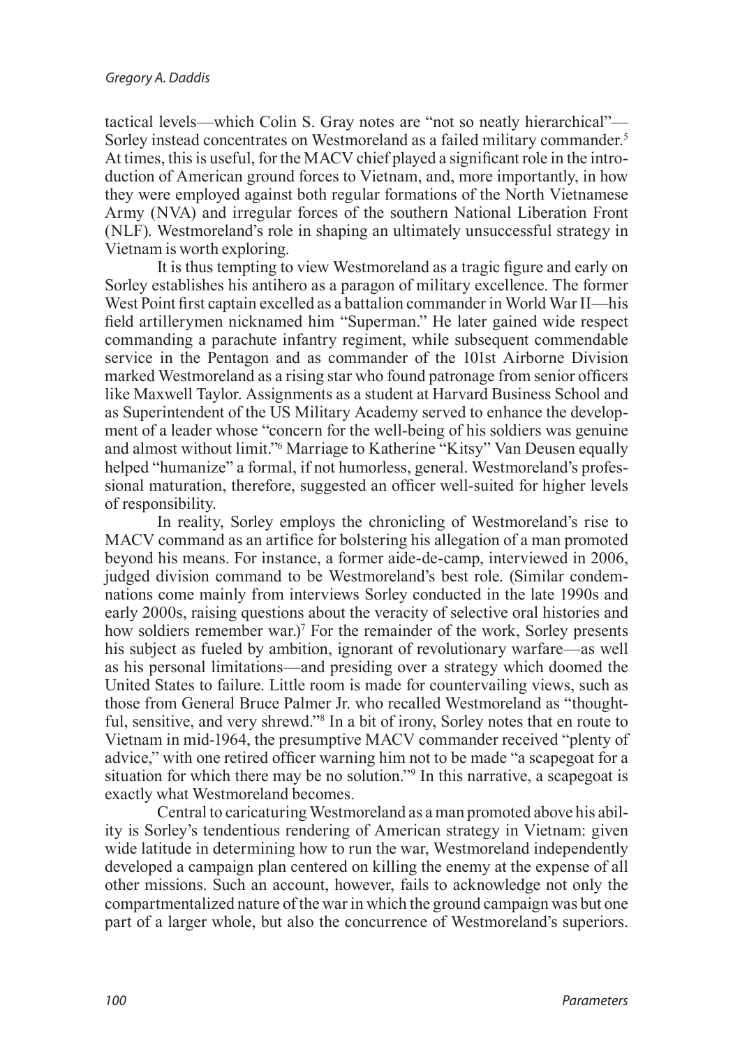tactical levels—which Colin S. Gray notes are "not so neatly hierarchical"—Sorley instead concentrates on Westmoreland as a failed military commander.[5] At times, this is useful, for the MACV chief played a significant role in the introduction of American ground forces to Vietnam, and, more importantly, in how they were employed against both regular formations of the North Vietnamese Army (NVA) and irregular forces of the southern National Liberation Front (NLF). Westmoreland's role in shaping an ultimately unsuccessful strategy in Vietnam is worth exploring.

It is thus tempting to view Westmoreland as a tragic figure and early on Sorley establishes his antihero as a paragon of military excellence. The former West Point first captain excelled as a battalion commander in World War II—his field artillerymen nicknamed him "Superman." He later gained wide respect commanding a parachute infantry regiment, while subsequent commendable service in the Pentagon and as commander of the 101st Airborne Division marked Westmoreland as a rising star who found patronage from senior officers like Maxwell Taylor. Assignments as a student at Harvard Business School and as Superintendent of the US Military Academy served to enhance the development of a leader whose "concern for the well-being of his soldiers was genuine and almost without limit."[6] Marriage to Katherine "Kitsy" Van Deusen equally helped "humanize" a formal, if not humorless, general. Westmoreland's professional maturation, therefore, suggested an officer well-suited for higher levels of responsibility.

In reality, Sorley employs the chronicling of Westmoreland's rise to MACV command as an artifice for bolstering his allegation of a man promoted beyond his means. For instance, a former aide-de-camp, interviewed in 2006, judged division command to be Westmoreland's best role. (Similar condemnations come mainly from interviews Sorley conducted in the late 1990s and early 2000s, raising questions about the veracity of selective oral histories and how soldiers remember war.)[7] For the remainder of the work, Sorley presents his subject as fueled by ambition, ignorant of revolutionary warfare—as well as his personal limitations—and presiding over a strategy which doomed the United States to failure. Little room is made for countervailing views, such as those from General Bruce Palmer Jr. who recalled Westmoreland as "thoughtful, sensitive, and very shrewd."[8] In a bit of irony, Sorley notes that en route to Vietnam in mid-1964, the presumptive MACV commander received "plenty of advice," with one retired officer warning him not to be made "a scapegoat for a situation for which there may be no solution."[9] In this narrative, a scapegoat is exactly what Westmoreland becomes.

Central to caricaturing Westmoreland as a man promoted above his ability is Sorley's tendentious rendering of American strategy in Vietnam: given wide latitude in determining how to run the war, Westmoreland independently developed a campaign plan centered on killing the enemy at the expense of all other missions. Such an account, however, fails to acknowledge not only the compartmentalized nature of the war in which the ground campaign was but one part of a larger whole, but also the concurrence of Westmoreland's superiors.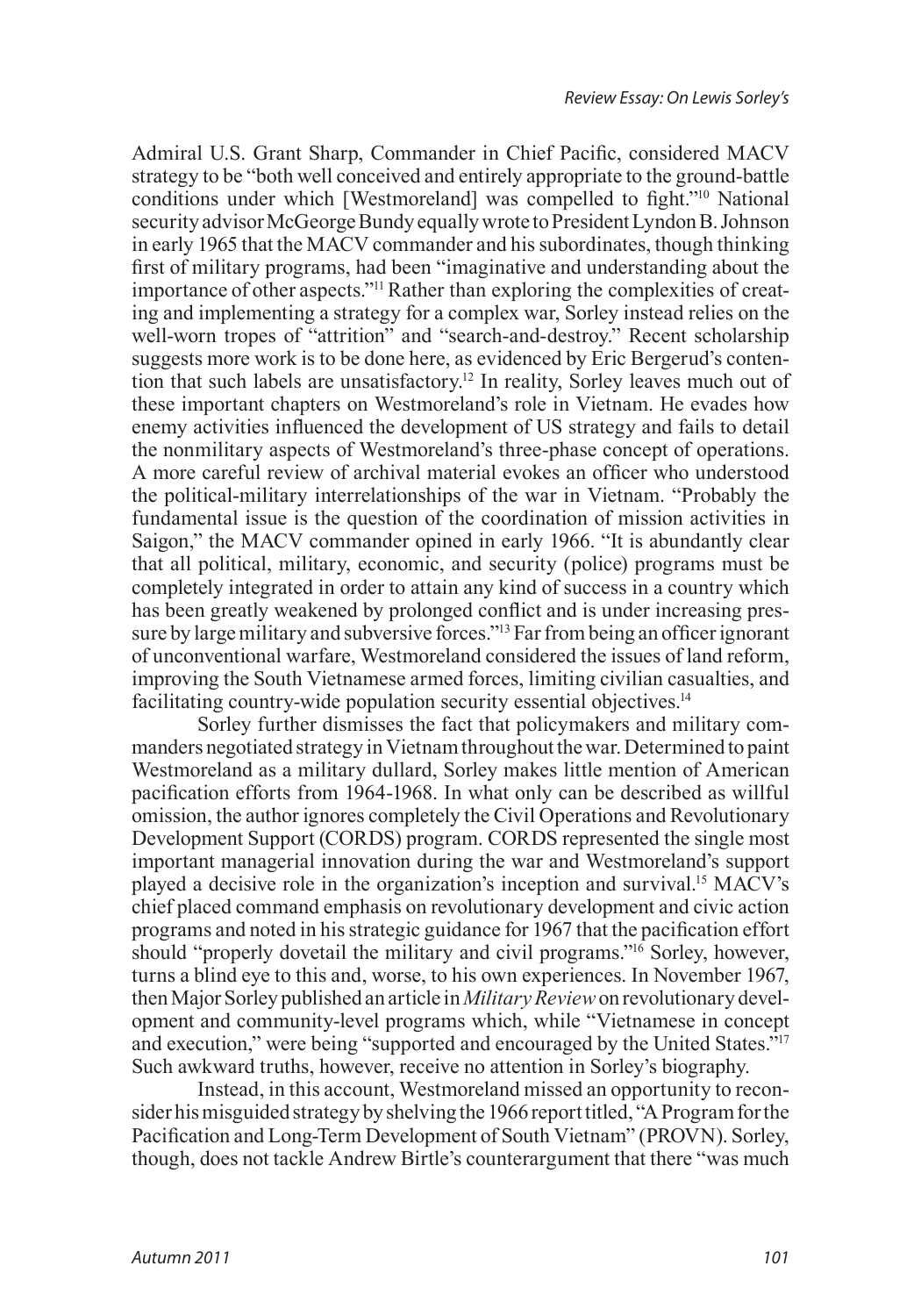Admiral U.S. Grant Sharp, Commander in Chief Pacific, considered MACV strategy to be "both well conceived and entirely appropriate to the ground-battle conditions under which [Westmoreland] was compelled to fight."[10] National security advisor McGeorge Bundy equally wrote to President Lyndon B. Johnson in early 1965 that the MACV commander and his subordinates, though thinking first of military programs, had been "imaginative and understanding about the importance of other aspects."[11] Rather than exploring the complexities of creating and implementing a strategy for a complex war, Sorley instead relies on the well-worn tropes of "attrition" and "search-and-destroy." Recent scholarship suggests more work is to be done here, as evidenced by Eric Bergerud's contention that such labels are unsatisfactory.[12] In reality, Sorley leaves much out of these important chapters on Westmoreland's role in Vietnam. He evades how enemy activities influenced the development of US strategy and fails to detail the nonmilitary aspects of Westmoreland's three-phase concept of operations. A more careful review of archival material evokes an officer who understood the political-military interrelationships of the war in Vietnam. "Probably the fundamental issue is the question of the coordination of mission activities in Saigon," the MACV commander opined in early 1966. "It is abundantly clear that all political, military, economic, and security (police) programs must be completely integrated in order to attain any kind of success in a country which has been greatly weakened by prolonged conflict and is under increasing pressure by large military and subversive forces."[13] Far from being an officer ignorant of unconventional warfare, Westmoreland considered the issues of land reform, improving the South Vietnamese armed forces, limiting civilian casualties, and facilitating country-wide population security essential objectives.[14]

Sorley further dismisses the fact that policymakers and military commanders negotiated strategy in Vietnam throughout the war. Determined to paint Westmoreland as a military dullard, Sorley makes little mention of American pacification efforts from 1964-1968. In what only can be described as willful omission, the author ignores completely the Civil Operations and Revolutionary Development Support (CORDS) program. CORDS represented the single most important managerial innovation during the war and Westmoreland's support played a decisive role in the organization's inception and survival.[15] MACV's chief placed command emphasis on revolutionary development and civic action programs and noted in his strategic guidance for 1967 that the pacification effort should "properly dovetail the military and civil programs."[16] Sorley, however, turns a blind eye to this and, worse, to his own experiences. In November 1967, then Major Sorley published an article in *Military Review* on revolutionary development and community-level programs which, while "Vietnamese in concept and execution," were being "supported and encouraged by the United States."[17] Such awkward truths, however, receive no attention in Sorley's biography.

Instead, in this account, Westmoreland missed an opportunity to reconsider his misguided strategy by shelving the 1966 report titled, "A Program for the Pacification and Long-Term Development of South Vietnam" (PROVN). Sorley, though, does not tackle Andrew Birtle's counterargument that there "was much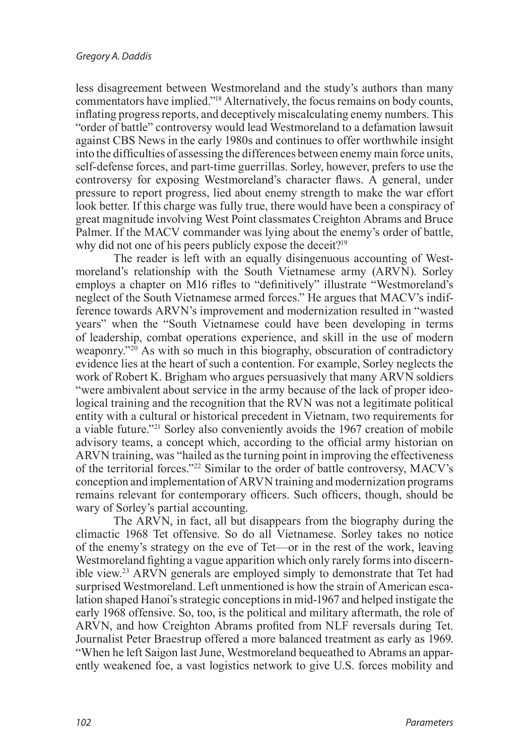less disagreement between Westmoreland and the study's authors than many commentators have implied."[18] Alternatively, the focus remains on body counts, inflating progress reports, and deceptively miscalculating enemy numbers. This "order of battle" controversy would lead Westmoreland to a defamation lawsuit against CBS News in the early 1980s and continues to offer worthwhile insight into the difficulties of assessing the differences between enemy main force units, self-defense forces, and part-time guerrillas. Sorley, however, prefers to use the controversy for exposing Westmoreland's character flaws. A general, under pressure to report progress, lied about enemy strength to make the war effort look better. If this charge was fully true, there would have been a conspiracy of great magnitude involving West Point classmates Creighton Abrams and Bruce Palmer. If the MACV commander was lying about the enemy's order of battle, why did not one of his peers publicly expose the deceit?[19]

The reader is left with an equally disingenuous accounting of Westmoreland's relationship with the South Vietnamese army (ARVN). Sorley employs a chapter on M16 rifles to "definitively" illustrate "Westmoreland's neglect of the South Vietnamese armed forces." He argues that MACV's indifference towards ARVN's improvement and modernization resulted in "wasted years" when the "South Vietnamese could have been developing in terms of leadership, combat operations experience, and skill in the use of modern weaponry."[20] As with so much in this biography, obscuration of contradictory evidence lies at the heart of such a contention. For example, Sorley neglects the work of Robert K. Brigham who argues persuasively that many ARVN soldiers "were ambivalent about service in the army because of the lack of proper ideological training and the recognition that the RVN was not a legitimate political entity with a cultural or historical precedent in Vietnam, two requirements for a viable future."[21] Sorley also conveniently avoids the 1967 creation of mobile advisory teams, a concept which, according to the official army historian on ARVN training, was "hailed as the turning point in improving the effectiveness of the territorial forces."[22] Similar to the order of battle controversy, MACV's conception and implementation of ARVN training and modernization programs remains relevant for contemporary officers. Such officers, though, should be wary of Sorley's partial accounting.

The ARVN, in fact, all but disappears from the biography during the climactic 1968 Tet offensive. So do all Vietnamese. Sorley takes no notice of the enemy's strategy on the eve of Tet—or in the rest of the work, leaving Westmoreland fighting a vague apparition which only rarely forms into discernible view.[23] ARVN generals are employed simply to demonstrate that Tet had surprised Westmoreland. Left unmentioned is how the strain of American escalation shaped Hanoi's strategic conceptions in mid-1967 and helped instigate the early 1968 offensive. So, too, is the political and military aftermath, the role of ARVN, and how Creighton Abrams profited from NLF reversals during Tet. Journalist Peter Braestrup offered a more balanced treatment as early as 1969. "When he left Saigon last June, Westmoreland bequeathed to Abrams an apparently weakened foe, a vast logistics network to give U.S. forces mobility and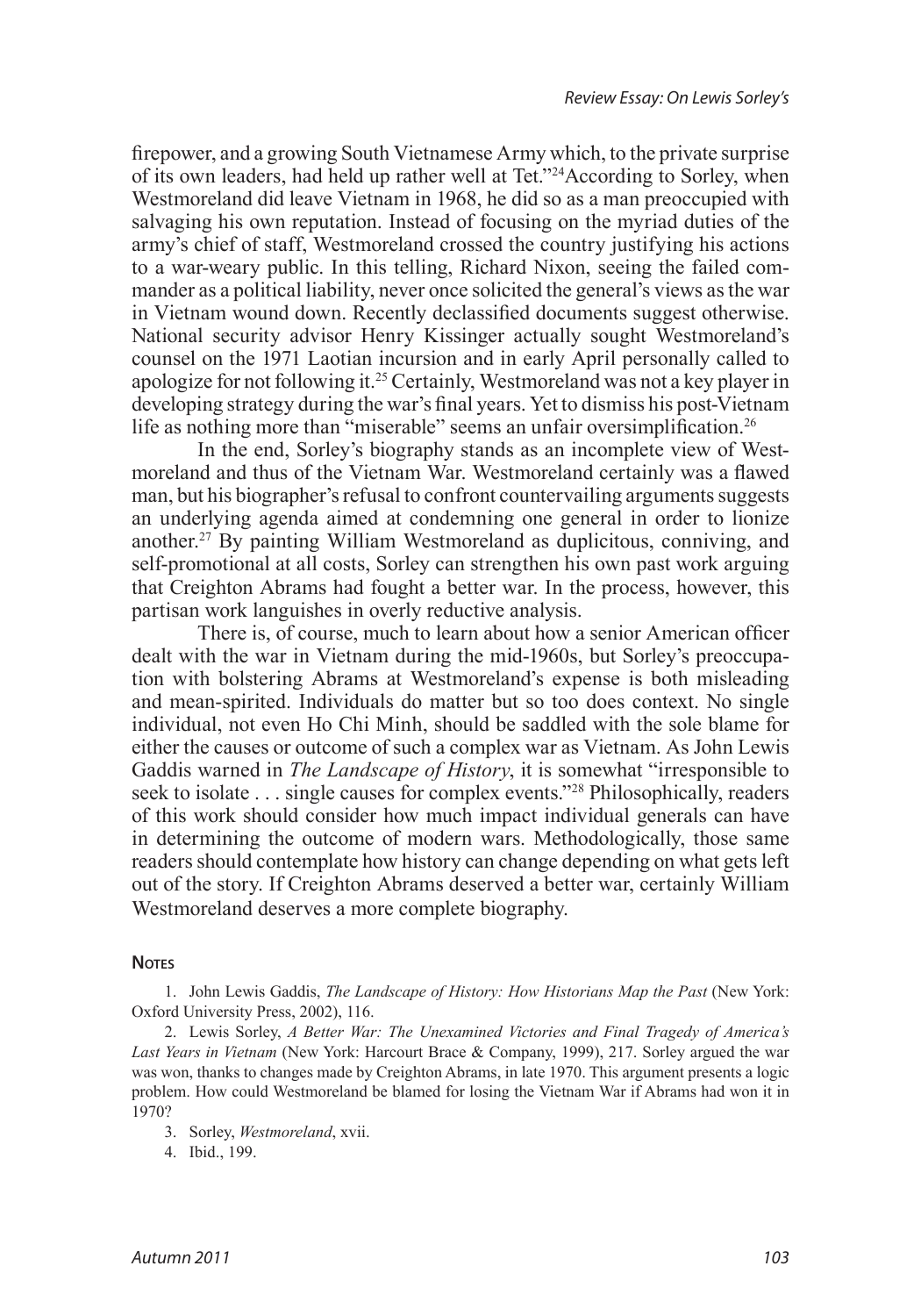firepower, and a growing South Vietnamese Army which, to the private surprise of its own leaders, had held up rather well at Tet."[24] According to Sorley, when Westmoreland did leave Vietnam in 1968, he did so as a man preoccupied with salvaging his own reputation. Instead of focusing on the myriad duties of the army's chief of staff, Westmoreland crossed the country justifying his actions to a war-weary public. In this telling, Richard Nixon, seeing the failed commander as a political liability, never once solicited the general's views as the war in Vietnam wound down. Recently declassified documents suggest otherwise. National security advisor Henry Kissinger actually sought Westmoreland's counsel on the 1971 Laotian incursion and in early April personally called to apologize for not following it.[25] Certainly, Westmoreland was not a key player in developing strategy during the war's final years. Yet to dismiss his post-Vietnam life as nothing more than "miserable" seems an unfair oversimplification.[26]

In the end, Sorley's biography stands as an incomplete view of Westmoreland and thus of the Vietnam War. Westmoreland certainly was a flawed man, but his biographer's refusal to confront countervailing arguments suggests an underlying agenda aimed at condemning one general in order to lionize another.[27] By painting William Westmoreland as duplicitous, conniving, and self-promotional at all costs, Sorley can strengthen his own past work arguing that Creighton Abrams had fought a better war. In the process, however, this partisan work languishes in overly reductive analysis.

There is, of course, much to learn about how a senior American officer dealt with the war in Vietnam during the mid-1960s, but Sorley's preoccupation with bolstering Abrams at Westmoreland's expense is both misleading and mean-spirited. Individuals do matter but so too does context. No single individual, not even Ho Chi Minh, should be saddled with the sole blame for either the causes or outcome of such a complex war as Vietnam. As John Lewis Gaddis warned in *The Landscape of History*, it is somewhat "irresponsible to seek to isolate . . . single causes for complex events."[28] Philosophically, readers of this work should consider how much impact individual generals can have in determining the outcome of modern wars. Methodologically, those same readers should contemplate how history can change depending on what gets left out of the story. If Creighton Abrams deserved a better war, certainly William Westmoreland deserves a more complete biography.

## Notes

1. John Lewis Gaddis, *The Landscape of History: How Historians Map the Past* (New York: Oxford University Press, 2002), 116.

2. Lewis Sorley, *A Better War: The Unexamined Victories and Final Tragedy of America's Last Years in Vietnam* (New York: Harcourt Brace & Company, 1999), 217. Sorley argued the war was won, thanks to changes made by Creighton Abrams, in late 1970. This argument presents a logic problem. How could Westmoreland be blamed for losing the Vietnam War if Abrams had won it in 1970?

3. Sorley, *Westmoreland*, xvii.

4. Ibid., 199.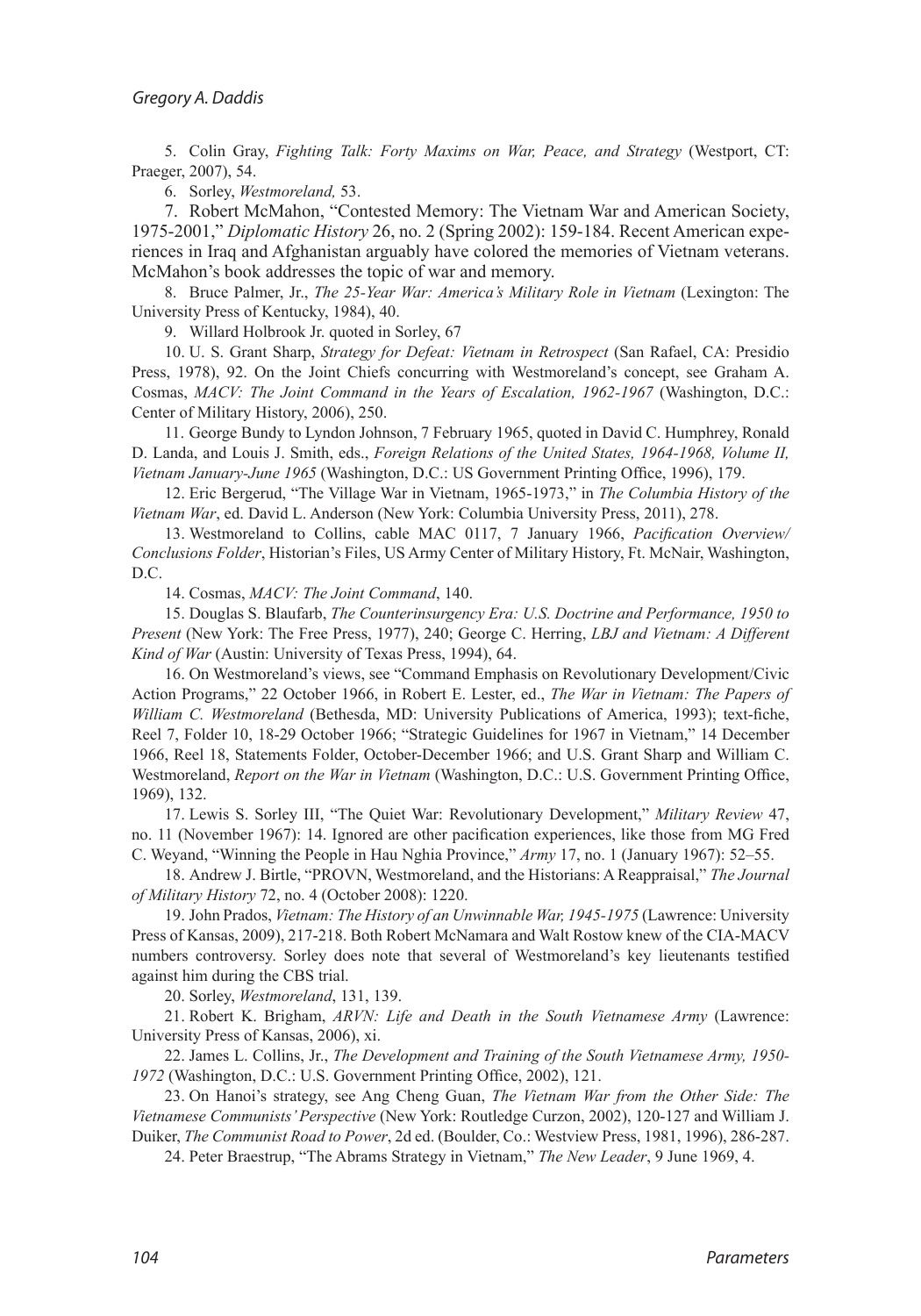5. Colin Gray, *Fighting Talk: Forty Maxims on War, Peace, and Strategy* (Westport, CT: Praeger, 2007), 54.

6. Sorley, *Westmoreland,* 53.

7. Robert McMahon, "Contested Memory: The Vietnam War and American Society, 1975-2001," *Diplomatic History* 26, no. 2 (Spring 2002): 159-184. Recent American experiences in Iraq and Afghanistan arguably have colored the memories of Vietnam veterans. McMahon's book addresses the topic of war and memory.

8. Bruce Palmer, Jr., *The 25-Year War: America's Military Role in Vietnam* (Lexington: The University Press of Kentucky, 1984), 40.

9. Willard Holbrook Jr. quoted in Sorley, 67

10. U. S. Grant Sharp, *Strategy for Defeat: Vietnam in Retrospect* (San Rafael, CA: Presidio Press, 1978), 92. On the Joint Chiefs concurring with Westmoreland's concept, see Graham A. Cosmas, *MACV: The Joint Command in the Years of Escalation, 1962-1967* (Washington, D.C.: Center of Military History, 2006), 250.

11. George Bundy to Lyndon Johnson, 7 February 1965, quoted in David C. Humphrey, Ronald D. Landa, and Louis J. Smith, eds., *Foreign Relations of the United States, 1964-1968, Volume II, Vietnam January-June 1965* (Washington, D.C.: US Government Printing Office, 1996), 179.

12. Eric Bergerud, "The Village War in Vietnam, 1965-1973," in *The Columbia History of the Vietnam War*, ed. David L. Anderson (New York: Columbia University Press, 2011), 278.

13. Westmoreland to Collins, cable MAC 0117, 7 January 1966, *Pacification Overview/ Conclusions Folder*, Historian's Files, US Army Center of Military History, Ft. McNair, Washington, D.C.

14. Cosmas, *MACV: The Joint Command*, 140.

15. Douglas S. Blaufarb, *The Counterinsurgency Era: U.S. Doctrine and Performance, 1950 to Present* (New York: The Free Press, 1977), 240; George C. Herring, *LBJ and Vietnam: A Different Kind of War* (Austin: University of Texas Press, 1994), 64.

16. On Westmoreland's views, see "Command Emphasis on Revolutionary Development/Civic Action Programs," 22 October 1966, in Robert E. Lester, ed., *The War in Vietnam: The Papers of William C. Westmoreland* (Bethesda, MD: University Publications of America, 1993); text-fiche, Reel 7, Folder 10, 18-29 October 1966; "Strategic Guidelines for 1967 in Vietnam," 14 December 1966, Reel 18, Statements Folder, October-December 1966; and U.S. Grant Sharp and William C. Westmoreland, *Report on the War in Vietnam* (Washington, D.C.: U.S. Government Printing Office, 1969), 132.

17. Lewis S. Sorley III, "The Quiet War: Revolutionary Development," *Military Review* 47, no. 11 (November 1967): 14. Ignored are other pacification experiences, like those from MG Fred C. Weyand, "Winning the People in Hau Nghia Province," *Army* 17, no. 1 (January 1967): 52–55.

18. Andrew J. Birtle, "PROVN, Westmoreland, and the Historians: A Reappraisal," *The Journal of Military History* 72, no. 4 (October 2008): 1220.

19. John Prados, *Vietnam: The History of an Unwinnable War, 1945-1975* (Lawrence: University Press of Kansas, 2009), 217-218. Both Robert McNamara and Walt Rostow knew of the CIA-MACV numbers controversy. Sorley does note that several of Westmoreland's key lieutenants testified against him during the CBS trial.

20. Sorley, *Westmoreland*, 131, 139.

21. Robert K. Brigham, *ARVN: Life and Death in the South Vietnamese Army* (Lawrence: University Press of Kansas, 2006), xi.

22. James L. Collins, Jr., *The Development and Training of the South Vietnamese Army, 1950-1972* (Washington, D.C.: U.S. Government Printing Office, 2002), 121.

23. On Hanoi's strategy, see Ang Cheng Guan, *The Vietnam War from the Other Side: The Vietnamese Communists' Perspective* (New York: Routledge Curzon, 2002), 120-127 and William J. Duiker, *The Communist Road to Power*, 2d ed. (Boulder, Co.: Westview Press, 1981, 1996), 286-287.

24. Peter Braestrup, "The Abrams Strategy in Vietnam," *The New Leader*, 9 June 1969, 4.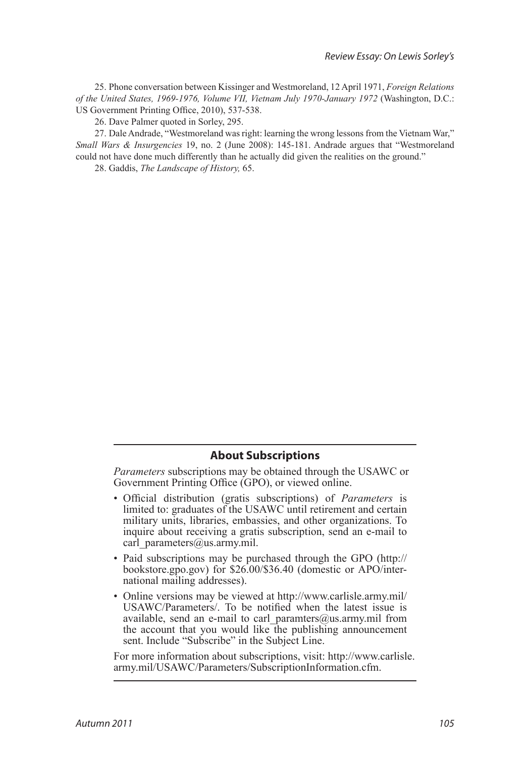25. Phone conversation between Kissinger and Westmoreland, 12 April 1971, *Foreign Relations of the United States, 1969-1976, Volume VII, Vietnam July 1970-January 1972* (Washington, D.C.: US Government Printing Office, 2010), 537-538.

26. Dave Palmer quoted in Sorley, 295.

27. Dale Andrade, "Westmoreland was right: learning the wrong lessons from the Vietnam War," *Small Wars & Insurgencies* 19, no. 2 (June 2008): 145-181. Andrade argues that "Westmoreland could not have done much differently than he actually did given the realities on the ground."

28. Gaddis, *The Landscape of History,* 65.

---

## About Subscriptions

*Parameters* subscriptions may be obtained through the USAWC or Government Printing Office (GPO), or viewed online.

- Official distribution (gratis subscriptions) of *Parameters* is limited to: graduates of the USAWC until retirement and certain military units, libraries, embassies, and other organizations. To inquire about receiving a gratis subscription, send an e-mail to carl_parameters@us.army.mil.
- Paid subscriptions may be purchased through the GPO (http://bookstore.gpo.gov) for $26.00/$36.40 (domestic or APO/international mailing addresses).
- Online versions may be viewed at http://www.carlisle.army.mil/USAWC/Parameters/. To be notified when the latest issue is available, send an e-mail to carl_paramters@us.army.mil from the account that you would like the publishing announcement sent. Include "Subscribe" in the Subject Line.

For more information about subscriptions, visit: http://www.carlisle.army.mil/USAWC/Parameters/SubscriptionInformation.cfm.

---